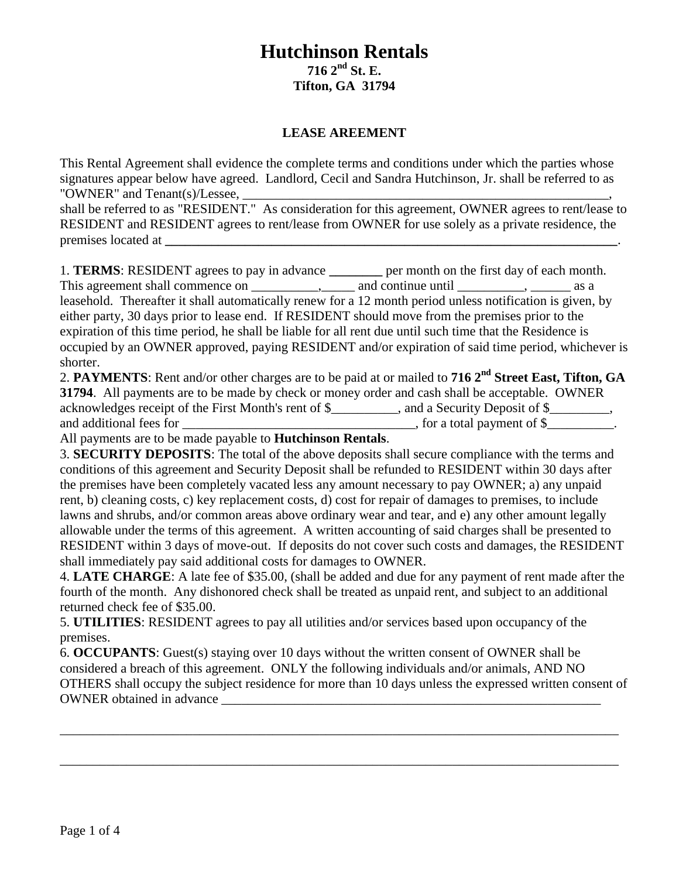# Hutchinson Rentals

**716 2nd St. E.**
**Tifton, GA 31794**

## LEASE AREEMENT

This Rental Agreement shall evidence the complete terms and conditions under which the parties whose signatures appear below have agreed. Landlord, Cecil and Sandra Hutchinson, Jr. shall be referred to as "OWNER" and Tenant(s)/Lessee, ___________________________________________________________, shall be referred to as "RESIDENT." As consideration for this agreement, OWNER agrees to rent/lease to RESIDENT and RESIDENT agrees to rent/lease from OWNER for use solely as a private residence, the premises located at **___________________________________________________________________________**.

1. **TERMS**: RESIDENT agrees to pay in advance **________** per month on the first day of each month. This agreement shall commence on __________,_____ and continue until __________, ______ as a leasehold. Thereafter it shall automatically renew for a 12 month period unless notification is given, by either party, 30 days prior to lease end. If RESIDENT should move from the premises prior to the expiration of this time period, he shall be liable for all rent due until such time that the Residence is occupied by an OWNER approved, paying RESIDENT and/or expiration of said time period, whichever is shorter.

2. **PAYMENTS**: Rent and/or other charges are to be paid at or mailed to **716 2nd Street East, Tifton, GA 31794**. All payments are to be made by check or money order and cash shall be acceptable. OWNER acknowledges receipt of the First Month's rent of $__________, and a Security Deposit of $_________, and additional fees for ___________________________________, for a total payment of $__________. All payments are to be made payable to **Hutchinson Rentals**.

3. **SECURITY DEPOSITS**: The total of the above deposits shall secure compliance with the terms and conditions of this agreement and Security Deposit shall be refunded to RESIDENT within 30 days after the premises have been completely vacated less any amount necessary to pay OWNER; a) any unpaid rent, b) cleaning costs, c) key replacement costs, d) cost for repair of damages to premises, to include lawns and shrubs, and/or common areas above ordinary wear and tear, and e) any other amount legally allowable under the terms of this agreement. A written accounting of said charges shall be presented to RESIDENT within 3 days of move-out. If deposits do not cover such costs and damages, the RESIDENT shall immediately pay said additional costs for damages to OWNER.

4. **LATE CHARGE**: A late fee of $35.00, (shall be added and due for any payment of rent made after the fourth of the month. Any dishonored check shall be treated as unpaid rent, and subject to an additional returned check fee of $35.00.

5. **UTILITIES**: RESIDENT agrees to pay all utilities and/or services based upon occupancy of the premises.

6. **OCCUPANTS**: Guest(s) staying over 10 days without the written consent of OWNER shall be considered a breach of this agreement. ONLY the following individuals and/or animals, AND NO OTHERS shall occupy the subject residence for more than 10 days unless the expressed written consent of OWNER obtained in advance ____________________________________________________________

___________________________________________________________________________________

___________________________________________________________________________________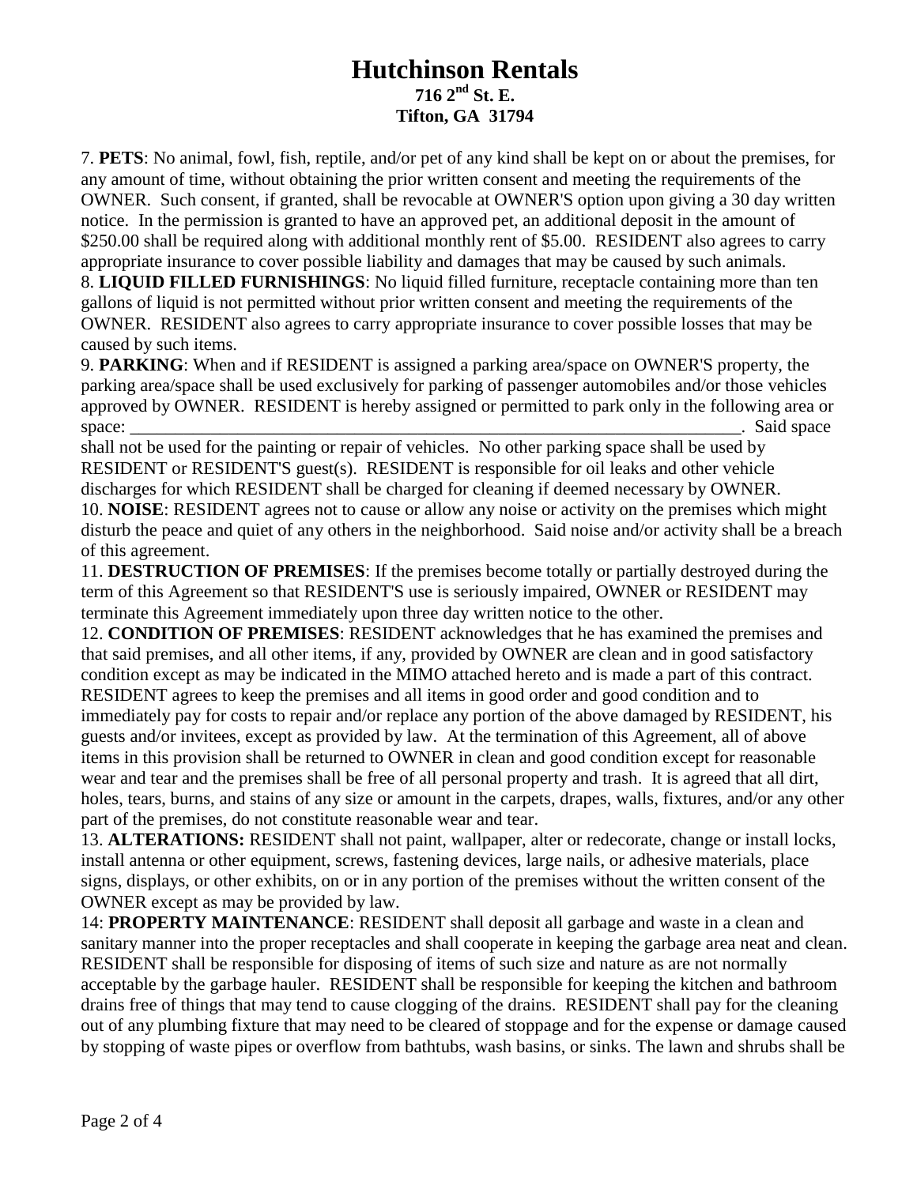# Hutchinson Rentals

**716 2nd St. E.**
**Tifton, GA 31794**

7. **PETS**: No animal, fowl, fish, reptile, and/or pet of any kind shall be kept on or about the premises, for any amount of time, without obtaining the prior written consent and meeting the requirements of the OWNER. Such consent, if granted, shall be revocable at OWNER'S option upon giving a 30 day written notice. In the permission is granted to have an approved pet, an additional deposit in the amount of $250.00 shall be required along with additional monthly rent of $5.00. RESIDENT also agrees to carry appropriate insurance to cover possible liability and damages that may be caused by such animals.

8. **LIQUID FILLED FURNISHINGS**: No liquid filled furniture, receptacle containing more than ten gallons of liquid is not permitted without prior written consent and meeting the requirements of the OWNER. RESIDENT also agrees to carry appropriate insurance to cover possible losses that may be caused by such items.

9. **PARKING**: When and if RESIDENT is assigned a parking area/space on OWNER'S property, the parking area/space shall be used exclusively for parking of passenger automobiles and/or those vehicles approved by OWNER. RESIDENT is hereby assigned or permitted to park only in the following area or space: ______________________________________________________________________________. Said space shall not be used for the painting or repair of vehicles. No other parking space shall be used by RESIDENT or RESIDENT'S guest(s). RESIDENT is responsible for oil leaks and other vehicle discharges for which RESIDENT shall be charged for cleaning if deemed necessary by OWNER.

10. **NOISE**: RESIDENT agrees not to cause or allow any noise or activity on the premises which might disturb the peace and quiet of any others in the neighborhood. Said noise and/or activity shall be a breach of this agreement.

11. **DESTRUCTION OF PREMISES**: If the premises become totally or partially destroyed during the term of this Agreement so that RESIDENT'S use is seriously impaired, OWNER or RESIDENT may terminate this Agreement immediately upon three day written notice to the other.

12. **CONDITION OF PREMISES**: RESIDENT acknowledges that he has examined the premises and that said premises, and all other items, if any, provided by OWNER are clean and in good satisfactory condition except as may be indicated in the MIMO attached hereto and is made a part of this contract. RESIDENT agrees to keep the premises and all items in good order and good condition and to immediately pay for costs to repair and/or replace any portion of the above damaged by RESIDENT, his guests and/or invitees, except as provided by law. At the termination of this Agreement, all of above items in this provision shall be returned to OWNER in clean and good condition except for reasonable wear and tear and the premises shall be free of all personal property and trash. It is agreed that all dirt, holes, tears, burns, and stains of any size or amount in the carpets, drapes, walls, fixtures, and/or any other part of the premises, do not constitute reasonable wear and tear.

13. **ALTERATIONS:** RESIDENT shall not paint, wallpaper, alter or redecorate, change or install locks, install antenna or other equipment, screws, fastening devices, large nails, or adhesive materials, place signs, displays, or other exhibits, on or in any portion of the premises without the written consent of the OWNER except as may be provided by law.

14: **PROPERTY MAINTENANCE**: RESIDENT shall deposit all garbage and waste in a clean and sanitary manner into the proper receptacles and shall cooperate in keeping the garbage area neat and clean. RESIDENT shall be responsible for disposing of items of such size and nature as are not normally acceptable by the garbage hauler. RESIDENT shall be responsible for keeping the kitchen and bathroom drains free of things that may tend to cause clogging of the drains. RESIDENT shall pay for the cleaning out of any plumbing fixture that may need to be cleared of stoppage and for the expense or damage caused by stopping of waste pipes or overflow from bathtubs, wash basins, or sinks. The lawn and shrubs shall be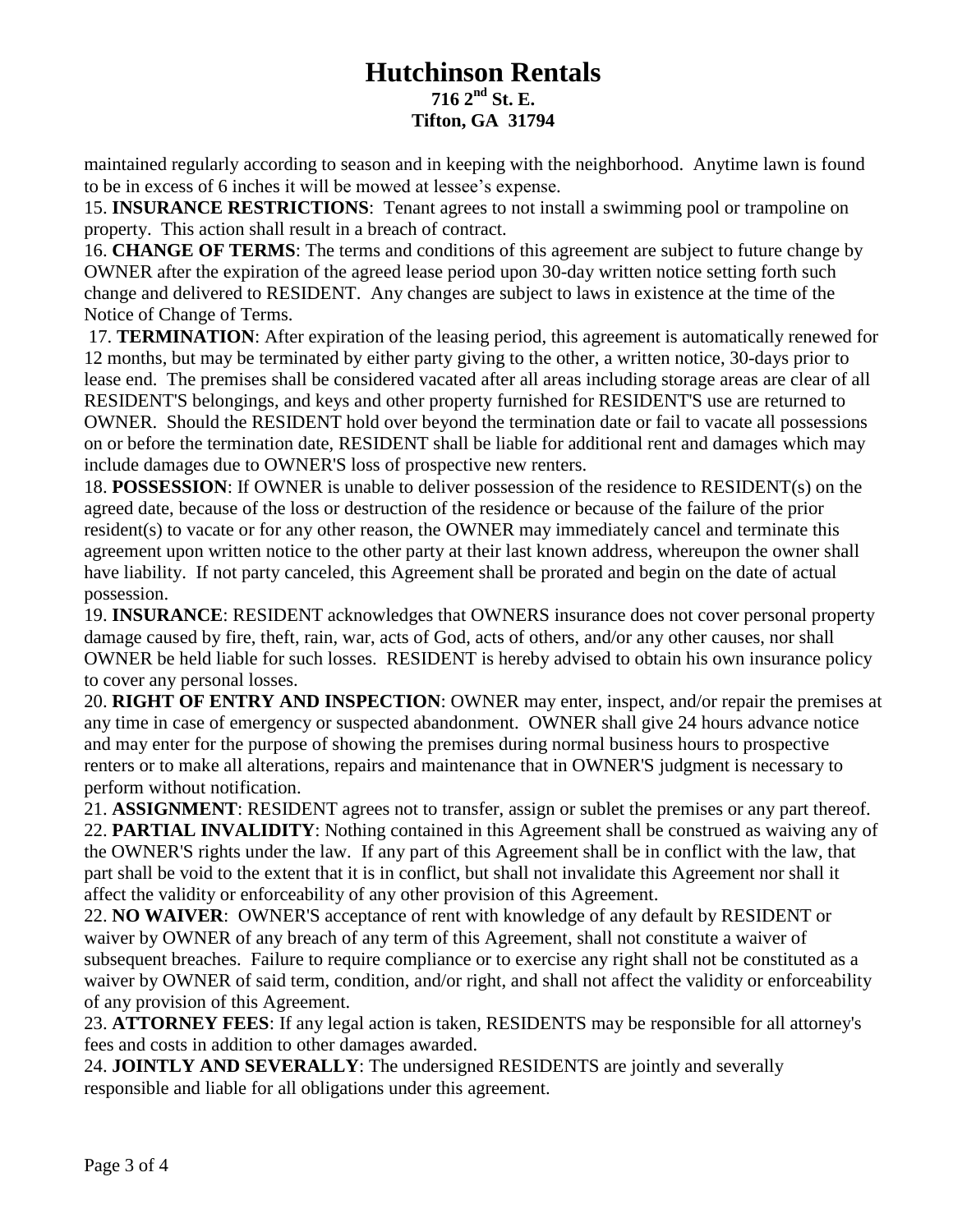maintained regularly according to season and in keeping with the neighborhood. Anytime lawn is found to be in excess of 6 inches it will be mowed at lessee's expense.

15. **INSURANCE RESTRICTIONS**: Tenant agrees to not install a swimming pool or trampoline on property. This action shall result in a breach of contract.

16. **CHANGE OF TERMS**: The terms and conditions of this agreement are subject to future change by OWNER after the expiration of the agreed lease period upon 30-day written notice setting forth such change and delivered to RESIDENT. Any changes are subject to laws in existence at the time of the Notice of Change of Terms.

17. **TERMINATION**: After expiration of the leasing period, this agreement is automatically renewed for 12 months, but may be terminated by either party giving to the other, a written notice, 30-days prior to lease end. The premises shall be considered vacated after all areas including storage areas are clear of all RESIDENT'S belongings, and keys and other property furnished for RESIDENT'S use are returned to OWNER. Should the RESIDENT hold over beyond the termination date or fail to vacate all possessions on or before the termination date, RESIDENT shall be liable for additional rent and damages which may include damages due to OWNER'S loss of prospective new renters.

18. **POSSESSION**: If OWNER is unable to deliver possession of the residence to RESIDENT(s) on the agreed date, because of the loss or destruction of the residence or because of the failure of the prior resident(s) to vacate or for any other reason, the OWNER may immediately cancel and terminate this agreement upon written notice to the other party at their last known address, whereupon the owner shall have liability. If not party canceled, this Agreement shall be prorated and begin on the date of actual possession.

19. **INSURANCE**: RESIDENT acknowledges that OWNERS insurance does not cover personal property damage caused by fire, theft, rain, war, acts of God, acts of others, and/or any other causes, nor shall OWNER be held liable for such losses. RESIDENT is hereby advised to obtain his own insurance policy to cover any personal losses.

20. **RIGHT OF ENTRY AND INSPECTION**: OWNER may enter, inspect, and/or repair the premises at any time in case of emergency or suspected abandonment. OWNER shall give 24 hours advance notice and may enter for the purpose of showing the premises during normal business hours to prospective renters or to make all alterations, repairs and maintenance that in OWNER'S judgment is necessary to perform without notification.

21. **ASSIGNMENT**: RESIDENT agrees not to transfer, assign or sublet the premises or any part thereof.

22. **PARTIAL INVALIDITY**: Nothing contained in this Agreement shall be construed as waiving any of the OWNER'S rights under the law. If any part of this Agreement shall be in conflict with the law, that part shall be void to the extent that it is in conflict, but shall not invalidate this Agreement nor shall it affect the validity or enforceability of any other provision of this Agreement.

22. **NO WAIVER**: OWNER'S acceptance of rent with knowledge of any default by RESIDENT or waiver by OWNER of any breach of any term of this Agreement, shall not constitute a waiver of subsequent breaches. Failure to require compliance or to exercise any right shall not be constituted as a waiver by OWNER of said term, condition, and/or right, and shall not affect the validity or enforceability of any provision of this Agreement.

23. **ATTORNEY FEES**: If any legal action is taken, RESIDENTS may be responsible for all attorney's fees and costs in addition to other damages awarded.

24. **JOINTLY AND SEVERALLY**: The undersigned RESIDENTS are jointly and severally responsible and liable for all obligations under this agreement.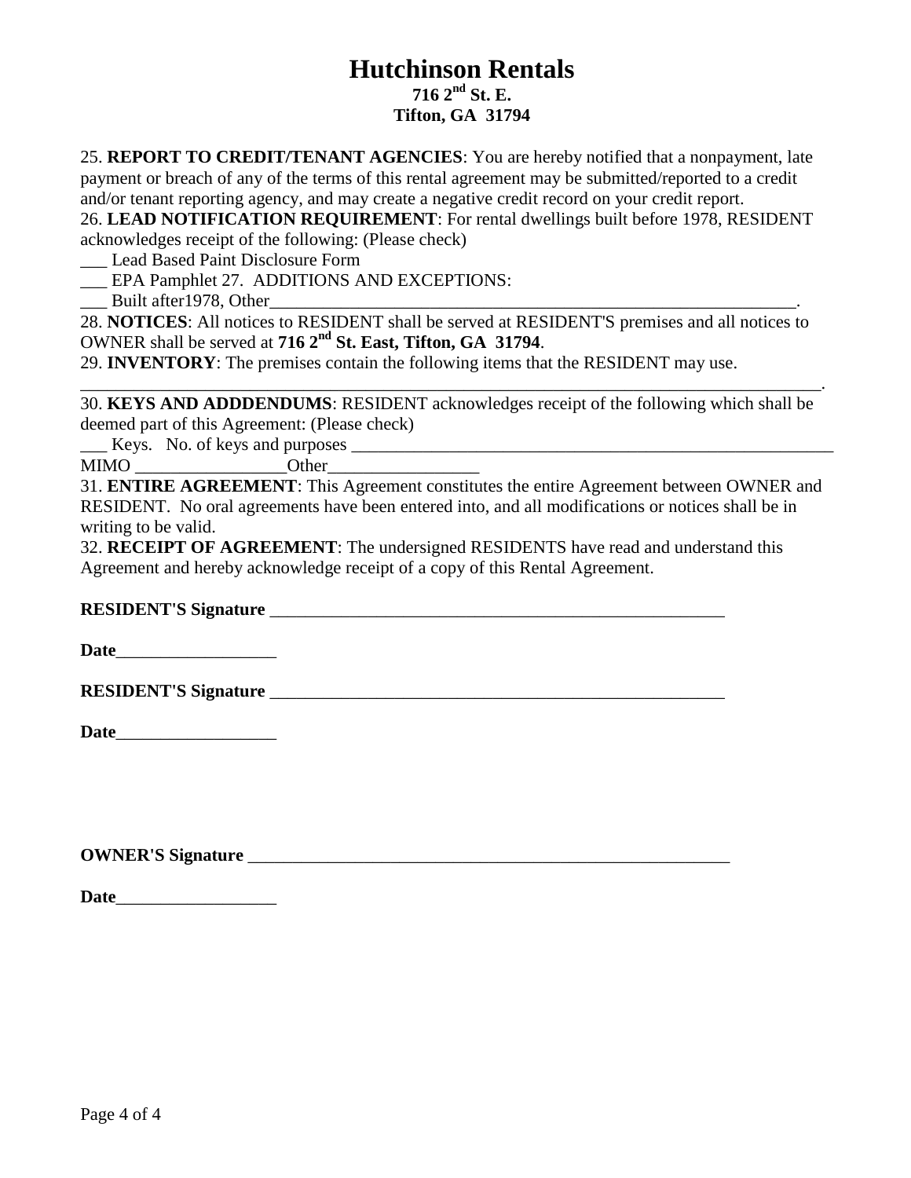# Hutchinson Rentals

**716 2nd St. E.**
**Tifton, GA 31794**

25. **REPORT TO CREDIT/TENANT AGENCIES**: You are hereby notified that a nonpayment, late payment or breach of any of the terms of this rental agreement may be submitted/reported to a credit and/or tenant reporting agency, and may create a negative credit record on your credit report.

26. **LEAD NOTIFICATION REQUIREMENT**: For rental dwellings built before 1978, RESIDENT acknowledges receipt of the following: (Please check)

___ Lead Based Paint Disclosure Form

___ EPA Pamphlet 27. ADDITIONS AND EXCEPTIONS:

___ Built after1978, Other_______________________________________________________________.

28. **NOTICES**: All notices to RESIDENT shall be served at RESIDENT'S premises and all notices to OWNER shall be served at **716 2nd St. East, Tifton, GA 31794**.

29. **INVENTORY**: The premises contain the following items that the RESIDENT may use.

_____________________________________________________________________________________.

30. **KEYS AND ADDDENDUMS**: RESIDENT acknowledges receipt of the following which shall be deemed part of this Agreement: (Please check)

___ Keys. No. of keys and purposes ___________________________________________________________

MIMO _________________Other_________________

31. **ENTIRE AGREEMENT**: This Agreement constitutes the entire Agreement between OWNER and RESIDENT. No oral agreements have been entered into, and all modifications or notices shall be in writing to be valid.

32. **RECEIPT OF AGREEMENT**: The undersigned RESIDENTS have read and understand this Agreement and hereby acknowledge receipt of a copy of this Rental Agreement.

**RESIDENT'S Signature** _____________________________________________________

**Date**__________________

**RESIDENT'S Signature** _____________________________________________________

**Date**__________________

**OWNER'S Signature** _________________________________________________________

**Date**__________________